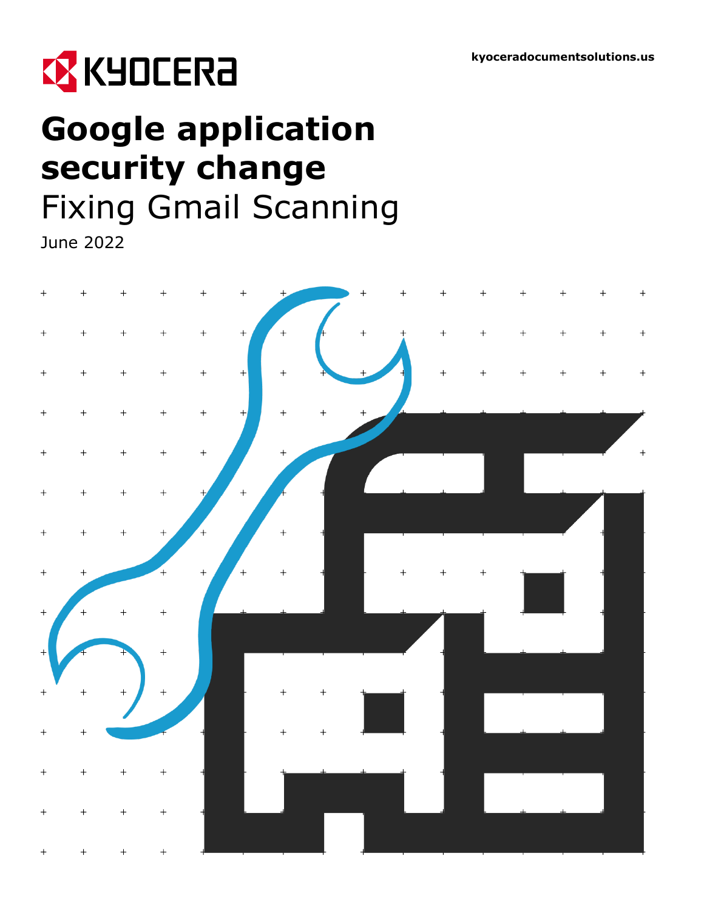kyoceradocumentsolutions.us

# Google application security change

## Fixing Gmail Scanning

June 2022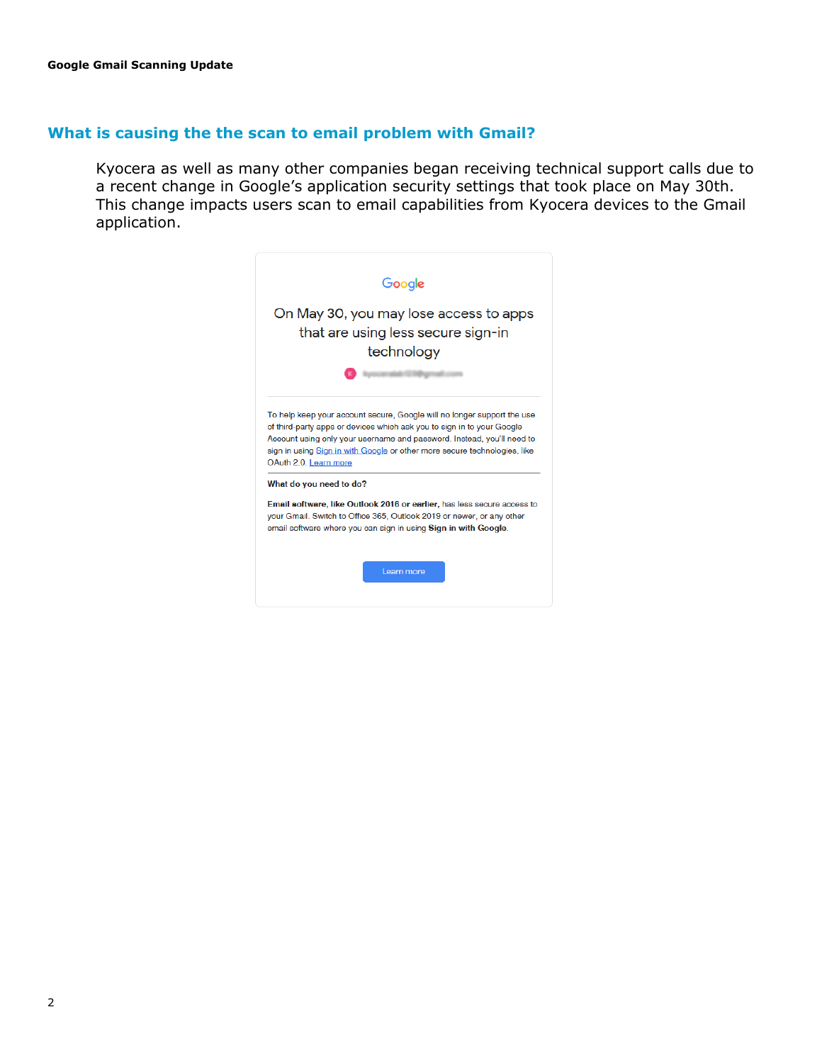## What is causing the the scan to email problem with Gmail?

Kyocera as well as many other companies began receiving technical support calls due to a recent change in Google's application security settings that took place on May 30th. This change impacts users scan to email capabilities from Kyocera devices to the Gmail application.

Google

On May 30, you may lose access to apps that are using less secure sign-in technology

To help keep your account secure, Google will no longer support the use of third-party apps or devices which ask you to sign in to your Google Account using only your username and password. Instead, you'll need to sign in using Sign in with Google or other more secure technologies, like OAuth 2.0. Learn more

**What do you need to do?**

**Email software, like Outlook 2016 or earlier,** has less secure access to your Gmail. Switch to Office 365, Outlook 2019 or newer, or any other email software where you can sign in using **Sign in with Google**.

Learn more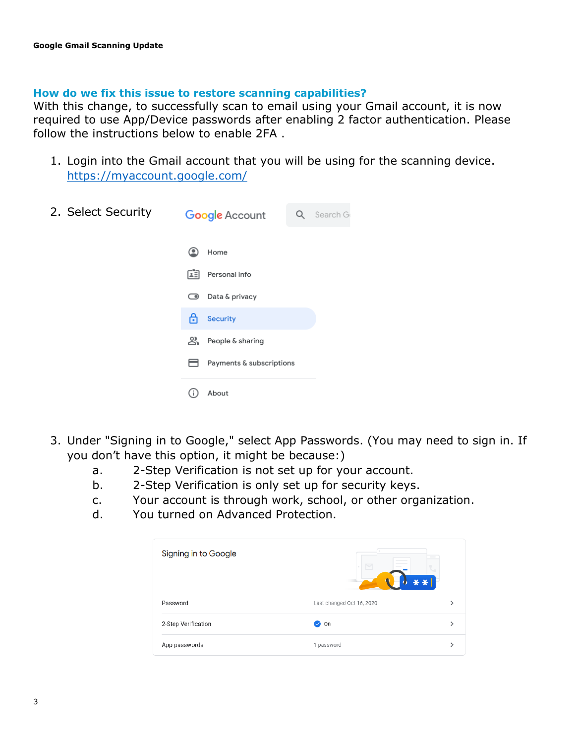## How do we fix this issue to restore scanning capabilities?

With this change, to successfully scan to email using your Gmail account, it is now required to use App/Device passwords after enabling 2 factor authentication. Please follow the instructions below to enable 2FA .

1. Login into the Gmail account that you will be using for the scanning device. https://myaccount.google.com/
2. Select Security
3. Under "Signing in to Google," select App Passwords. (You may need to sign in. If you don't have this option, it might be because:)
   a. 2-Step Verification is not set up for your account.
   b. 2-Step Verification is only set up for security keys.
   c. Your account is through work, school, or other organization.
   d. You turned on Advanced Protection.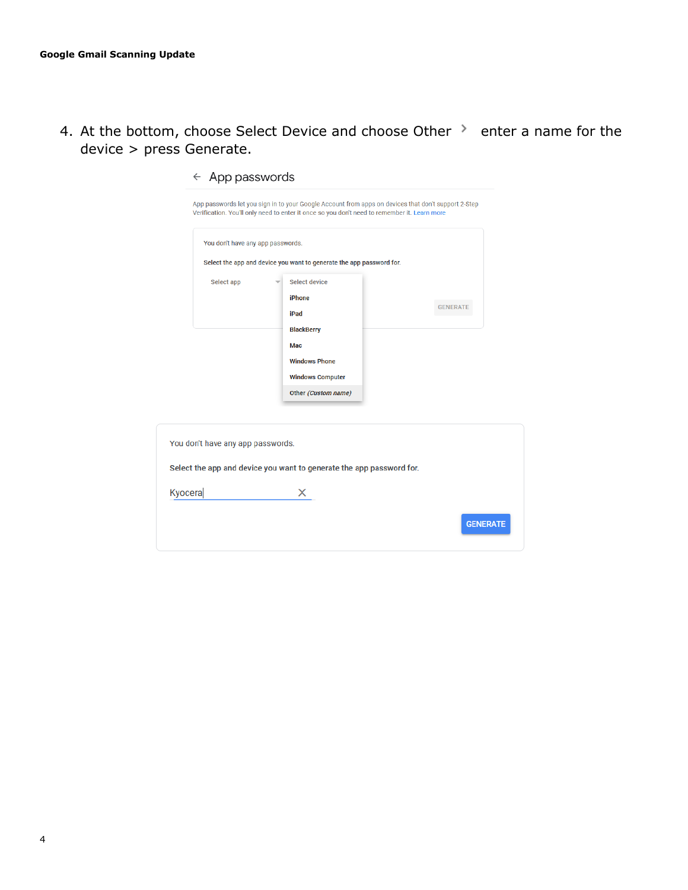4. At the bottom, choose Select Device and choose Other > enter a name for the device > press Generate.

← App passwords

App passwords let you sign in to your Google Account from apps on devices that don't support 2-Step Verification. You'll only need to enter it once so you don't need to remember it. Learn more

You don't have any app passwords.

Select the app and device you want to generate the app password for.

Select app

Select device

- iPhone
- iPad
- BlackBerry
- Mac
- Windows Phone
- Windows Computer
- Other *(Custom name)*

GENERATE

You don't have any app passwords.

Select the app and device you want to generate the app password for.

Kyocera

GENERATE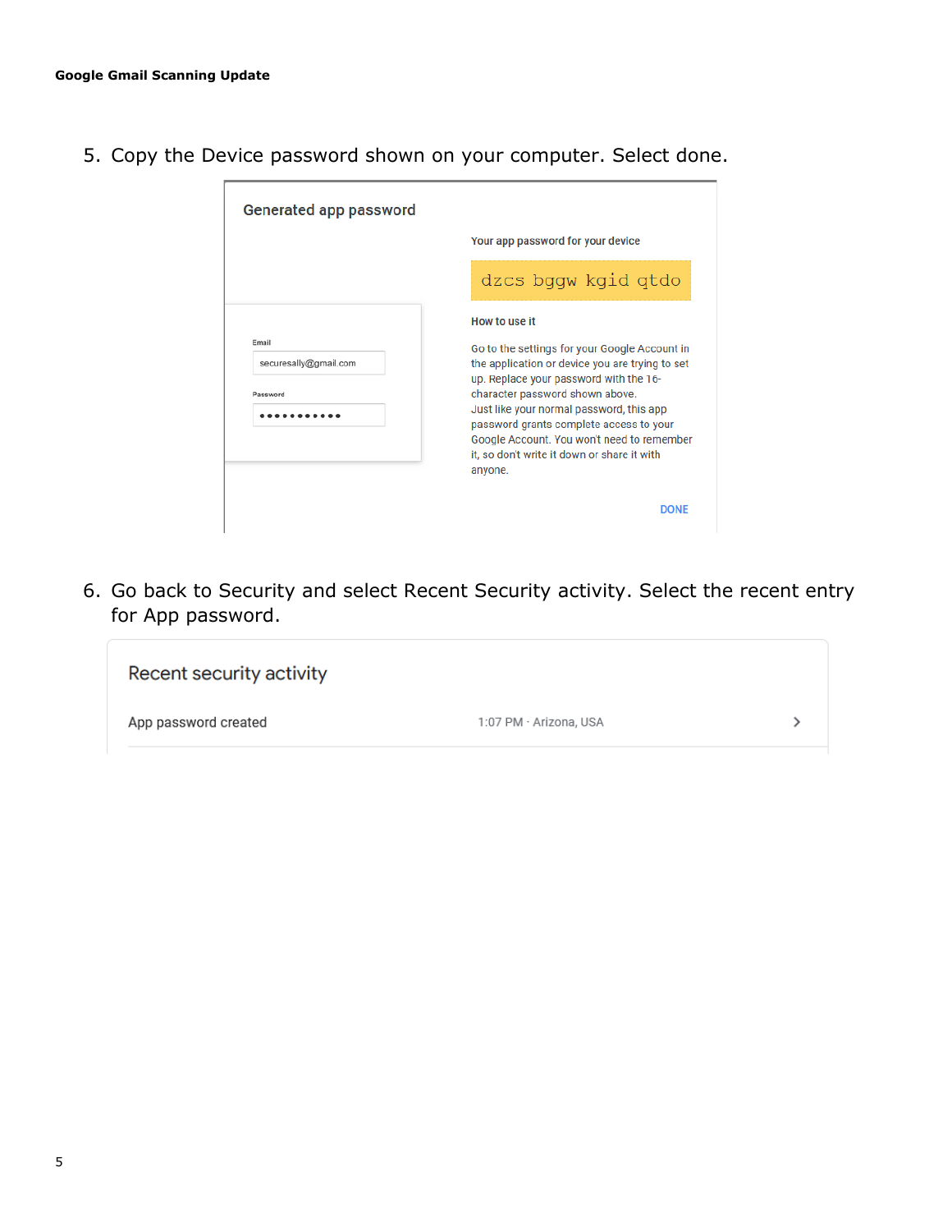5. Copy the Device password shown on your computer. Select done.

Generated app password

Email

securesally@gmail.com

Password

••••••••••••

Your app password for your device

dzcs bggw kgid qtdo

How to use it

Go to the settings for your Google Account in the application or device you are trying to set up. Replace your password with the 16-character password shown above.
Just like your normal password, this app password grants complete access to your Google Account. You won't need to remember it, so don't write it down or share it with anyone.

DONE

6. Go back to Security and select Recent Security activity. Select the recent entry for App password.

Recent security activity

App password created 1:07 PM · Arizona, USA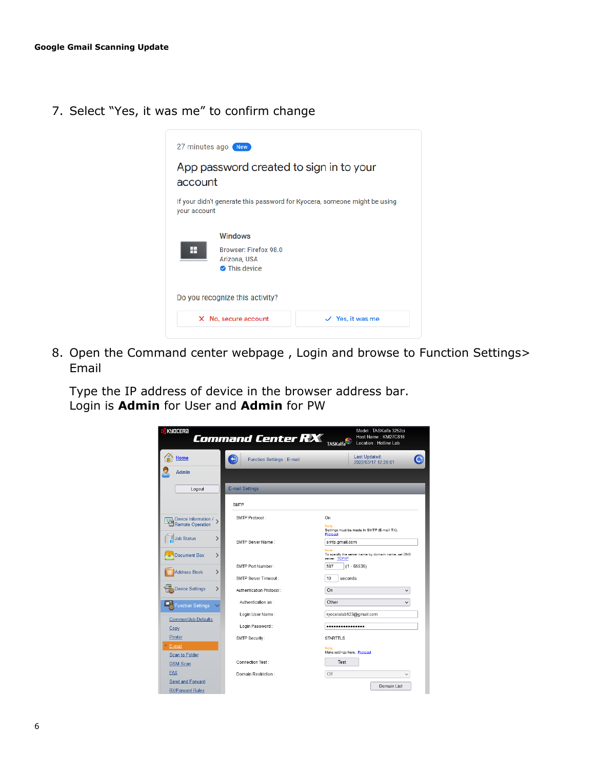7. Select “Yes, it was me” to confirm change

8. Open the Command center webpage , Login and browse to Function Settings> Email

   Type the IP address of device in the browser address bar.
   Login is **Admin** for User and **Admin** for PW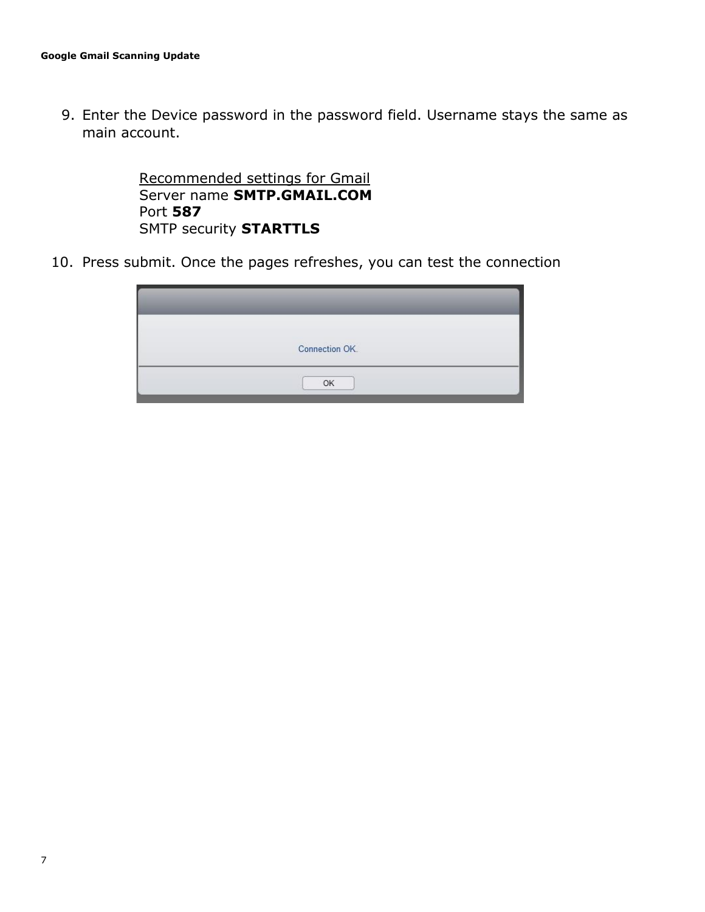9. Enter the Device password in the password field. Username stays the same as main account.

   Recommended settings for Gmail
   Server name **SMTP.GMAIL.COM**
   Port **587**
   SMTP security **STARTTLS**

10. Press submit. Once the pages refreshes, you can test the connection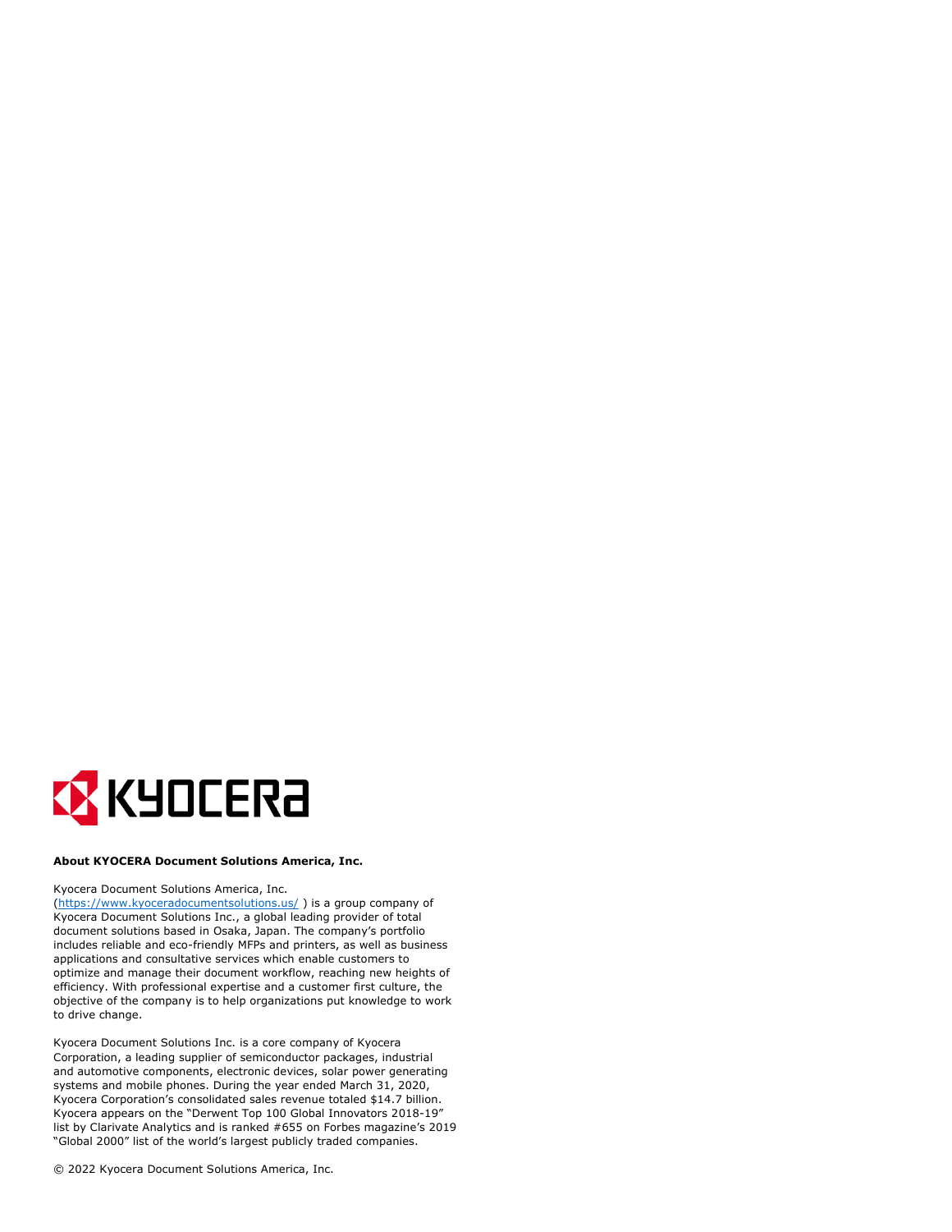**About KYOCERA Document Solutions America, Inc.**

Kyocera Document Solutions America, Inc. (https://www.kyoceradocumentsolutions.us/ ) is a group company of Kyocera Document Solutions Inc., a global leading provider of total document solutions based in Osaka, Japan. The company's portfolio includes reliable and eco-friendly MFPs and printers, as well as business applications and consultative services which enable customers to optimize and manage their document workflow, reaching new heights of efficiency. With professional expertise and a customer first culture, the objective of the company is to help organizations put knowledge to work to drive change.

Kyocera Document Solutions Inc. is a core company of Kyocera Corporation, a leading supplier of semiconductor packages, industrial and automotive components, electronic devices, solar power generating systems and mobile phones. During the year ended March 31, 2020, Kyocera Corporation's consolidated sales revenue totaled $14.7 billion. Kyocera appears on the "Derwent Top 100 Global Innovators 2018-19" list by Clarivate Analytics and is ranked #655 on Forbes magazine's 2019 "Global 2000" list of the world's largest publicly traded companies.

© 2022 Kyocera Document Solutions America, Inc.